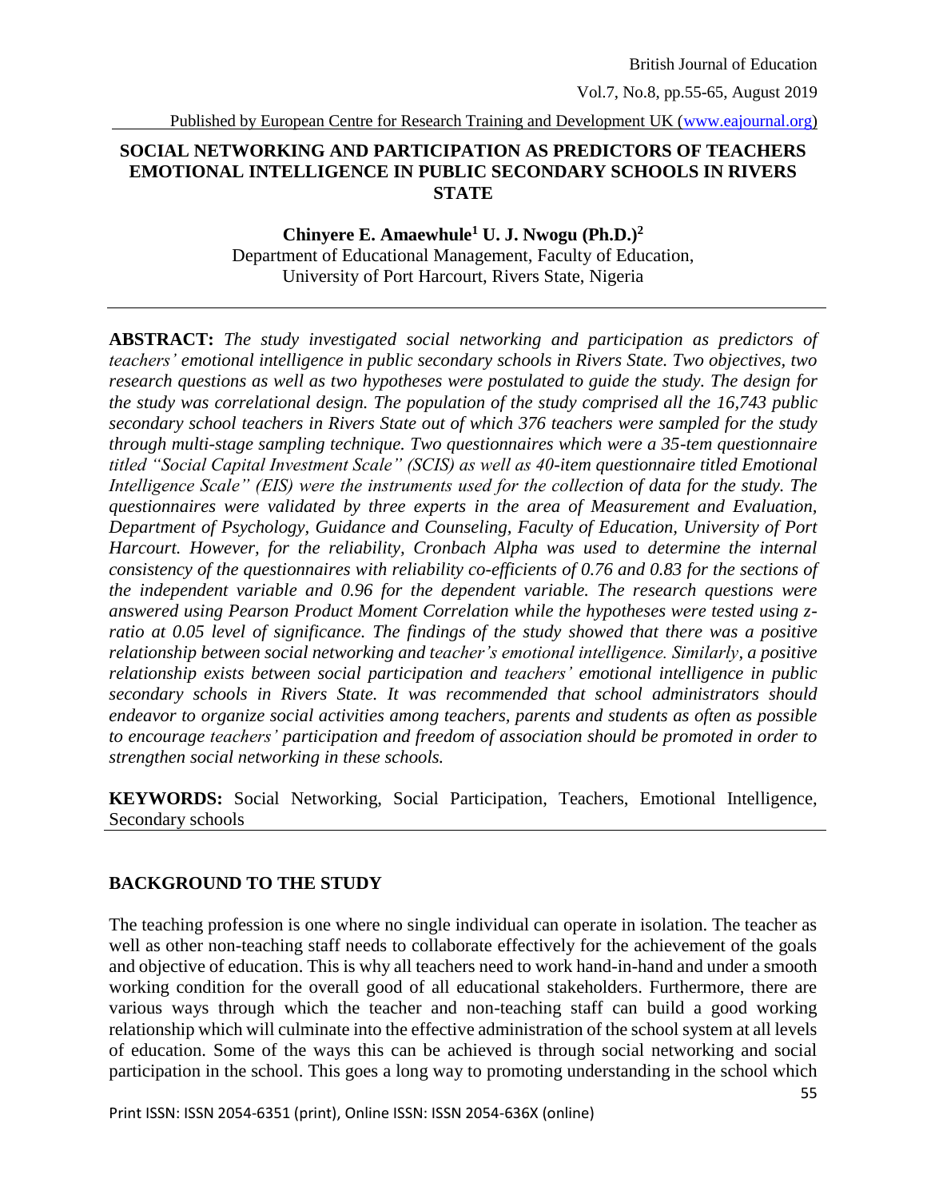# SOCIAL NETWORKING AND PARTICIPATION AS PREDICTORS OF TEACHERS EMOTIONAL INTELLIGENCE IN PUBLIC SECONDARY SCHOOLS IN RIVERS STATE

**Chinyere E. Amaewhule[1] U. J. Nwogu (Ph.D.)[2]**

Department of Educational Management, Faculty of Education,
University of Port Harcourt, Rivers State, Nigeria

---

**ABSTRACT:** *The study investigated social networking and participation as predictors of teachers' emotional intelligence in public secondary schools in Rivers State. Two objectives, two research questions as well as two hypotheses were postulated to guide the study. The design for the study was correlational design. The population of the study comprised all the 16,743 public secondary school teachers in Rivers State out of which 376 teachers were sampled for the study through multi-stage sampling technique. Two questionnaires which were a 35-tem questionnaire titled "Social Capital Investment Scale" (SCIS) as well as 40-item questionnaire titled Emotional Intelligence Scale" (EIS) were the instruments used for the collection of data for the study. The questionnaires were validated by three experts in the area of Measurement and Evaluation, Department of Psychology, Guidance and Counseling, Faculty of Education, University of Port Harcourt. However, for the reliability, Cronbach Alpha was used to determine the internal consistency of the questionnaires with reliability co-efficients of 0.76 and 0.83 for the sections of the independent variable and 0.96 for the dependent variable. The research questions were answered using Pearson Product Moment Correlation while the hypotheses were tested using z-ratio at 0.05 level of significance. The findings of the study showed that there was a positive relationship between social networking and teacher's emotional intelligence. Similarly, a positive relationship exists between social participation and teachers' emotional intelligence in public secondary schools in Rivers State. It was recommended that school administrators should endeavor to organize social activities among teachers, parents and students as often as possible to encourage teachers' participation and freedom of association should be promoted in order to strengthen social networking in these schools.*

**KEYWORDS:** Social Networking, Social Participation, Teachers, Emotional Intelligence, Secondary schools

---

## BACKGROUND TO THE STUDY

The teaching profession is one where no single individual can operate in isolation. The teacher as well as other non-teaching staff needs to collaborate effectively for the achievement of the goals and objective of education. This is why all teachers need to work hand-in-hand and under a smooth working condition for the overall good of all educational stakeholders. Furthermore, there are various ways through which the teacher and non-teaching staff can build a good working relationship which will culminate into the effective administration of the school system at all levels of education. Some of the ways this can be achieved is through social networking and social participation in the school. This goes a long way to promoting understanding in the school which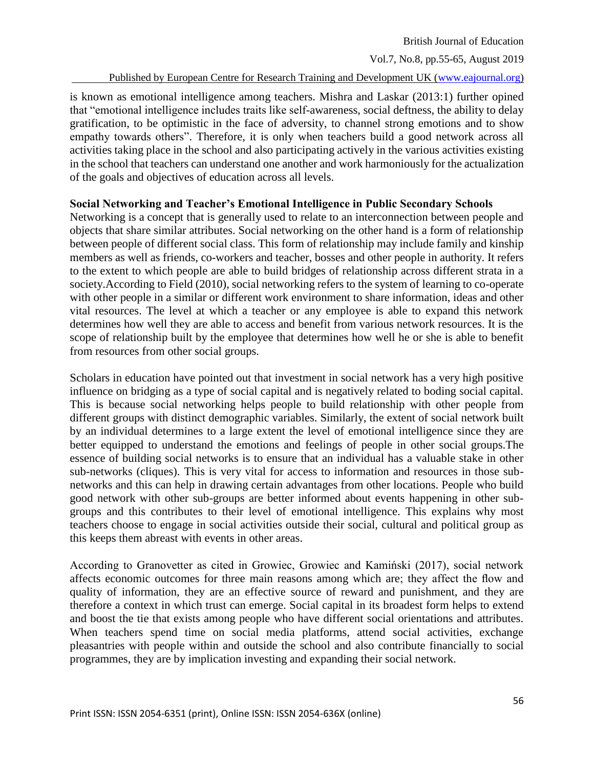is known as emotional intelligence among teachers. Mishra and Laskar (2013:1) further opined that "emotional intelligence includes traits like self-awareness, social deftness, the ability to delay gratification, to be optimistic in the face of adversity, to channel strong emotions and to show empathy towards others". Therefore, it is only when teachers build a good network across all activities taking place in the school and also participating actively in the various activities existing in the school that teachers can understand one another and work harmoniously for the actualization of the goals and objectives of education across all levels.

**Social Networking and Teacher's Emotional Intelligence in Public Secondary Schools**

Networking is a concept that is generally used to relate to an interconnection between people and objects that share similar attributes. Social networking on the other hand is a form of relationship between people of different social class. This form of relationship may include family and kinship members as well as friends, co-workers and teacher, bosses and other people in authority. It refers to the extent to which people are able to build bridges of relationship across different strata in a society.According to Field (2010), social networking refers to the system of learning to co-operate with other people in a similar or different work environment to share information, ideas and other vital resources. The level at which a teacher or any employee is able to expand this network determines how well they are able to access and benefit from various network resources. It is the scope of relationship built by the employee that determines how well he or she is able to benefit from resources from other social groups.

Scholars in education have pointed out that investment in social network has a very high positive influence on bridging as a type of social capital and is negatively related to boding social capital. This is because social networking helps people to build relationship with other people from different groups with distinct demographic variables. Similarly, the extent of social network built by an individual determines to a large extent the level of emotional intelligence since they are better equipped to understand the emotions and feelings of people in other social groups.The essence of building social networks is to ensure that an individual has a valuable stake in other sub-networks (cliques). This is very vital for access to information and resources in those sub-networks and this can help in drawing certain advantages from other locations. People who build good network with other sub-groups are better informed about events happening in other sub-groups and this contributes to their level of emotional intelligence. This explains why most teachers choose to engage in social activities outside their social, cultural and political group as this keeps them abreast with events in other areas.

According to Granovetter as cited in Growiec, Growiec and Kamiński (2017), social network affects economic outcomes for three main reasons among which are; they affect the flow and quality of information, they are an effective source of reward and punishment, and they are therefore a context in which trust can emerge. Social capital in its broadest form helps to extend and boost the tie that exists among people who have different social orientations and attributes. When teachers spend time on social media platforms, attend social activities, exchange pleasantries with people within and outside the school and also contribute financially to social programmes, they are by implication investing and expanding their social network.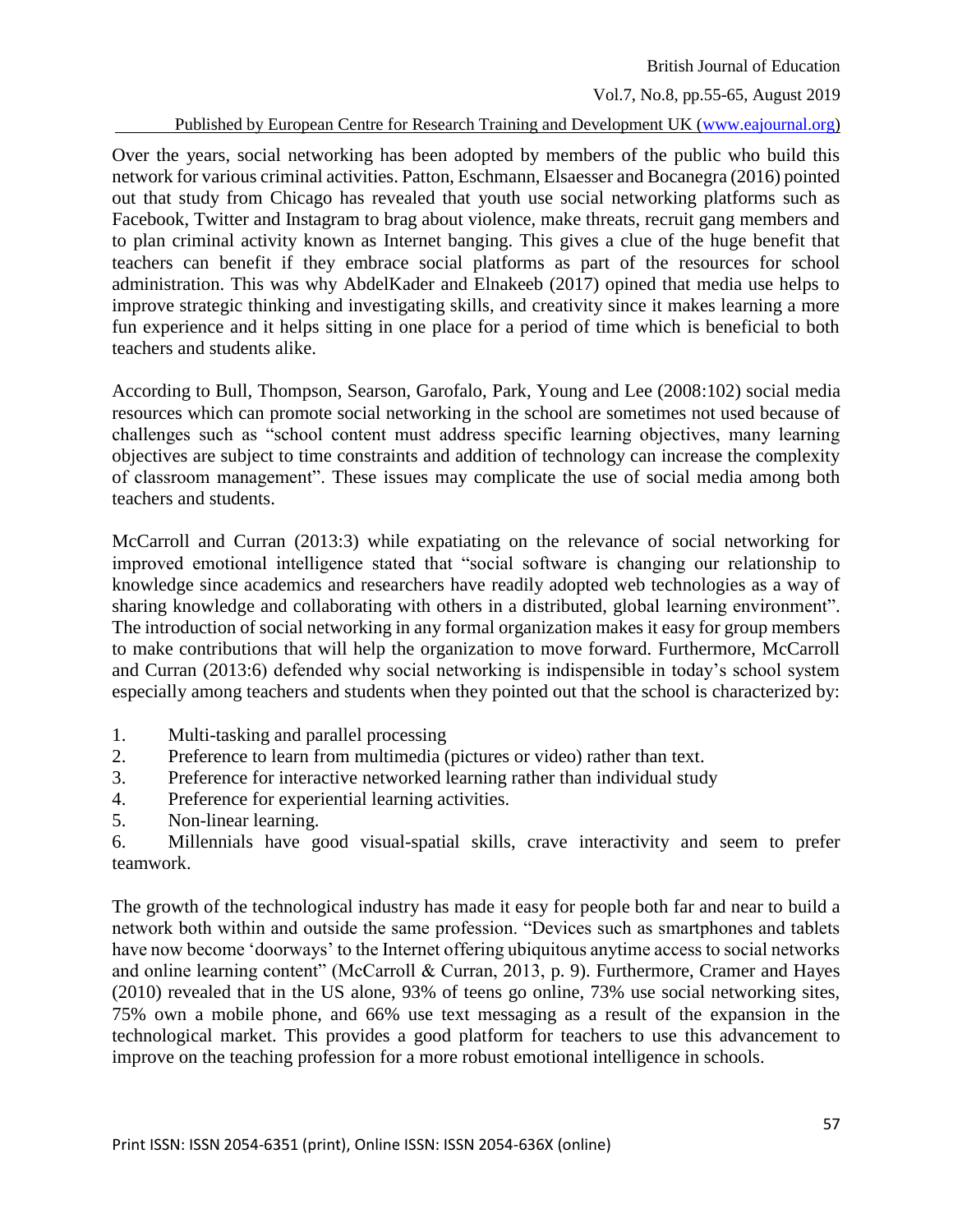Over the years, social networking has been adopted by members of the public who build this network for various criminal activities. Patton, Eschmann, Elsaesser and Bocanegra (2016) pointed out that study from Chicago has revealed that youth use social networking platforms such as Facebook, Twitter and Instagram to brag about violence, make threats, recruit gang members and to plan criminal activity known as Internet banging. This gives a clue of the huge benefit that teachers can benefit if they embrace social platforms as part of the resources for school administration. This was why AbdelKader and Elnakeeb (2017) opined that media use helps to improve strategic thinking and investigating skills, and creativity since it makes learning a more fun experience and it helps sitting in one place for a period of time which is beneficial to both teachers and students alike.

According to Bull, Thompson, Searson, Garofalo, Park, Young and Lee (2008:102) social media resources which can promote social networking in the school are sometimes not used because of challenges such as "school content must address specific learning objectives, many learning objectives are subject to time constraints and addition of technology can increase the complexity of classroom management". These issues may complicate the use of social media among both teachers and students.

McCarroll and Curran (2013:3) while expatiating on the relevance of social networking for improved emotional intelligence stated that "social software is changing our relationship to knowledge since academics and researchers have readily adopted web technologies as a way of sharing knowledge and collaborating with others in a distributed, global learning environment". The introduction of social networking in any formal organization makes it easy for group members to make contributions that will help the organization to move forward. Furthermore, McCarroll and Curran (2013:6) defended why social networking is indispensible in today's school system especially among teachers and students when they pointed out that the school is characterized by:

1. Multi-tasking and parallel processing
2. Preference to learn from multimedia (pictures or video) rather than text.
3. Preference for interactive networked learning rather than individual study
4. Preference for experiential learning activities.
5. Non-linear learning.
6. Millennials have good visual-spatial skills, crave interactivity and seem to prefer teamwork.

The growth of the technological industry has made it easy for people both far and near to build a network both within and outside the same profession. "Devices such as smartphones and tablets have now become 'doorways' to the Internet offering ubiquitous anytime access to social networks and online learning content" (McCarroll & Curran, 2013, p. 9). Furthermore, Cramer and Hayes (2010) revealed that in the US alone, 93% of teens go online, 73% use social networking sites, 75% own a mobile phone, and 66% use text messaging as a result of the expansion in the technological market. This provides a good platform for teachers to use this advancement to improve on the teaching profession for a more robust emotional intelligence in schools.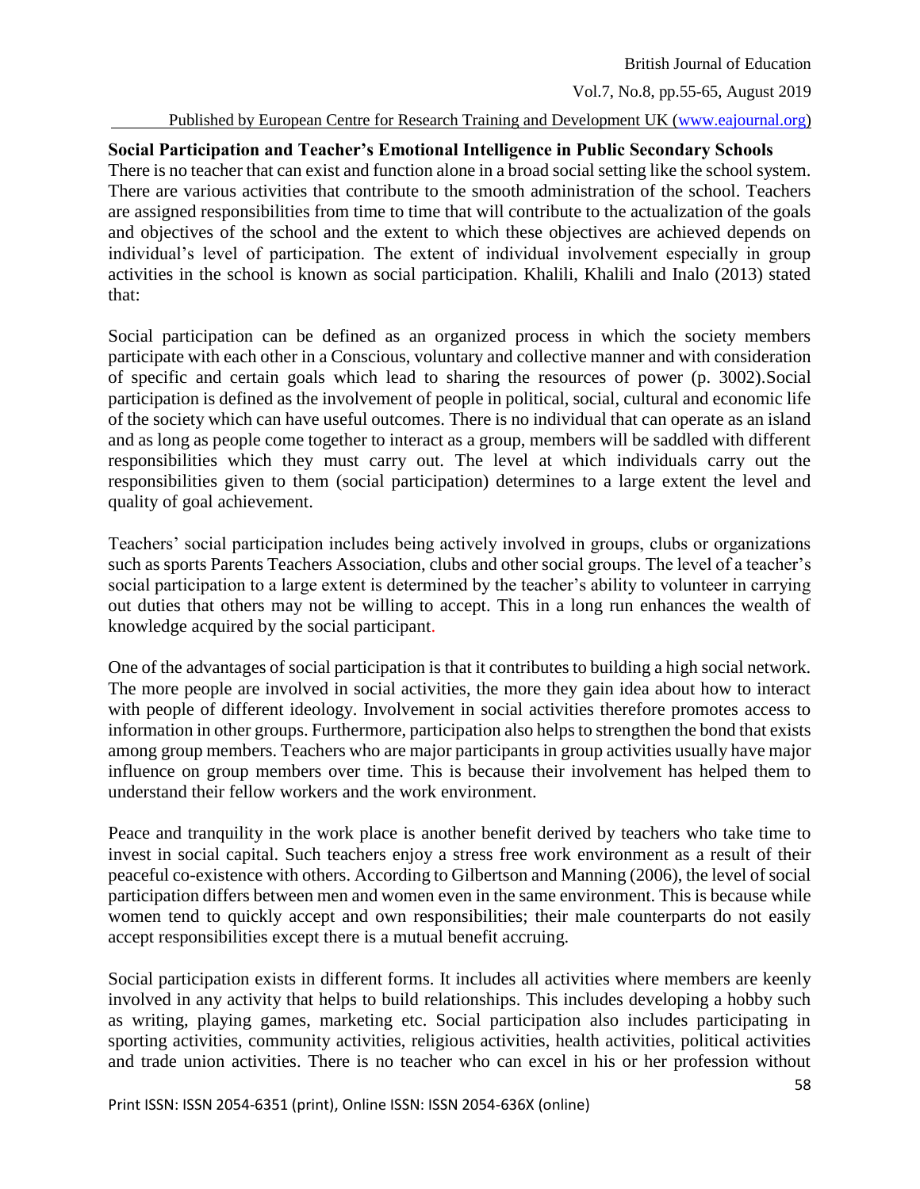**Social Participation and Teacher's Emotional Intelligence in Public Secondary Schools**

There is no teacher that can exist and function alone in a broad social setting like the school system. There are various activities that contribute to the smooth administration of the school. Teachers are assigned responsibilities from time to time that will contribute to the actualization of the goals and objectives of the school and the extent to which these objectives are achieved depends on individual's level of participation. The extent of individual involvement especially in group activities in the school is known as social participation. Khalili, Khalili and Inalo (2013) stated that:

Social participation can be defined as an organized process in which the society members participate with each other in a Conscious, voluntary and collective manner and with consideration of specific and certain goals which lead to sharing the resources of power (p. 3002).Social participation is defined as the involvement of people in political, social, cultural and economic life of the society which can have useful outcomes. There is no individual that can operate as an island and as long as people come together to interact as a group, members will be saddled with different responsibilities which they must carry out. The level at which individuals carry out the responsibilities given to them (social participation) determines to a large extent the level and quality of goal achievement.

Teachers' social participation includes being actively involved in groups, clubs or organizations such as sports Parents Teachers Association, clubs and other social groups. The level of a teacher's social participation to a large extent is determined by the teacher's ability to volunteer in carrying out duties that others may not be willing to accept. This in a long run enhances the wealth of knowledge acquired by the social participant.

One of the advantages of social participation is that it contributes to building a high social network. The more people are involved in social activities, the more they gain idea about how to interact with people of different ideology. Involvement in social activities therefore promotes access to information in other groups. Furthermore, participation also helps to strengthen the bond that exists among group members. Teachers who are major participants in group activities usually have major influence on group members over time. This is because their involvement has helped them to understand their fellow workers and the work environment.

Peace and tranquility in the work place is another benefit derived by teachers who take time to invest in social capital. Such teachers enjoy a stress free work environment as a result of their peaceful co-existence with others. According to Gilbertson and Manning (2006), the level of social participation differs between men and women even in the same environment. This is because while women tend to quickly accept and own responsibilities; their male counterparts do not easily accept responsibilities except there is a mutual benefit accruing.

Social participation exists in different forms. It includes all activities where members are keenly involved in any activity that helps to build relationships. This includes developing a hobby such as writing, playing games, marketing etc. Social participation also includes participating in sporting activities, community activities, religious activities, health activities, political activities and trade union activities. There is no teacher who can excel in his or her profession without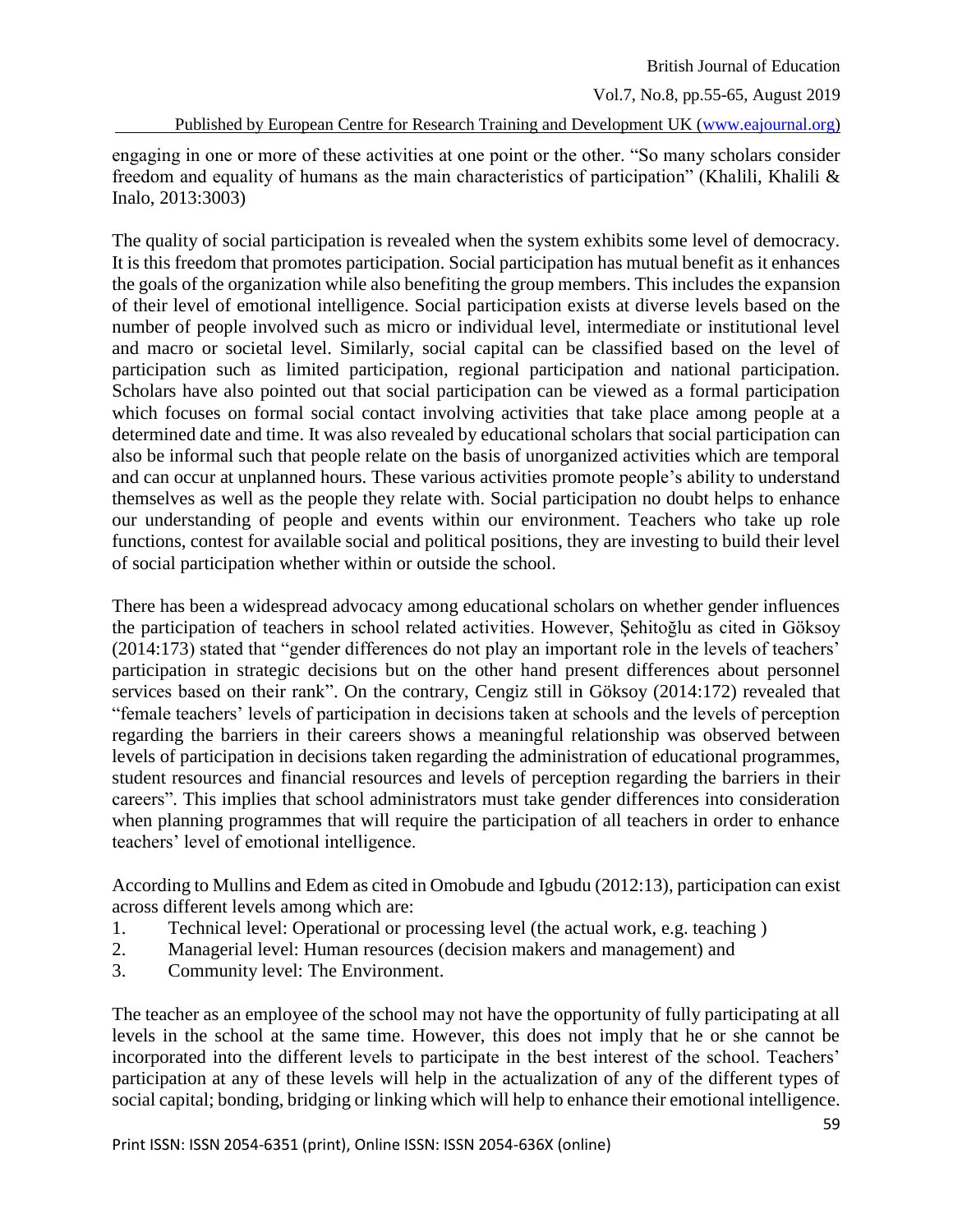engaging in one or more of these activities at one point or the other. "So many scholars consider freedom and equality of humans as the main characteristics of participation" (Khalili, Khalili & Inalo, 2013:3003)

The quality of social participation is revealed when the system exhibits some level of democracy. It is this freedom that promotes participation. Social participation has mutual benefit as it enhances the goals of the organization while also benefiting the group members. This includes the expansion of their level of emotional intelligence. Social participation exists at diverse levels based on the number of people involved such as micro or individual level, intermediate or institutional level and macro or societal level. Similarly, social capital can be classified based on the level of participation such as limited participation, regional participation and national participation. Scholars have also pointed out that social participation can be viewed as a formal participation which focuses on formal social contact involving activities that take place among people at a determined date and time. It was also revealed by educational scholars that social participation can also be informal such that people relate on the basis of unorganized activities which are temporal and can occur at unplanned hours. These various activities promote people's ability to understand themselves as well as the people they relate with. Social participation no doubt helps to enhance our understanding of people and events within our environment. Teachers who take up role functions, contest for available social and political positions, they are investing to build their level of social participation whether within or outside the school.

There has been a widespread advocacy among educational scholars on whether gender influences the participation of teachers in school related activities. However, Şehitoğlu as cited in Göksoy (2014:173) stated that "gender differences do not play an important role in the levels of teachers' participation in strategic decisions but on the other hand present differences about personnel services based on their rank". On the contrary, Cengiz still in Göksoy (2014:172) revealed that "female teachers' levels of participation in decisions taken at schools and the levels of perception regarding the barriers in their careers shows a meaningful relationship was observed between levels of participation in decisions taken regarding the administration of educational programmes, student resources and financial resources and levels of perception regarding the barriers in their careers". This implies that school administrators must take gender differences into consideration when planning programmes that will require the participation of all teachers in order to enhance teachers' level of emotional intelligence.

According to Mullins and Edem as cited in Omobude and Igbudu (2012:13), participation can exist across different levels among which are:

1. Technical level: Operational or processing level (the actual work, e.g. teaching )
2. Managerial level: Human resources (decision makers and management) and
3. Community level: The Environment.

The teacher as an employee of the school may not have the opportunity of fully participating at all levels in the school at the same time. However, this does not imply that he or she cannot be incorporated into the different levels to participate in the best interest of the school. Teachers' participation at any of these levels will help in the actualization of any of the different types of social capital; bonding, bridging or linking which will help to enhance their emotional intelligence.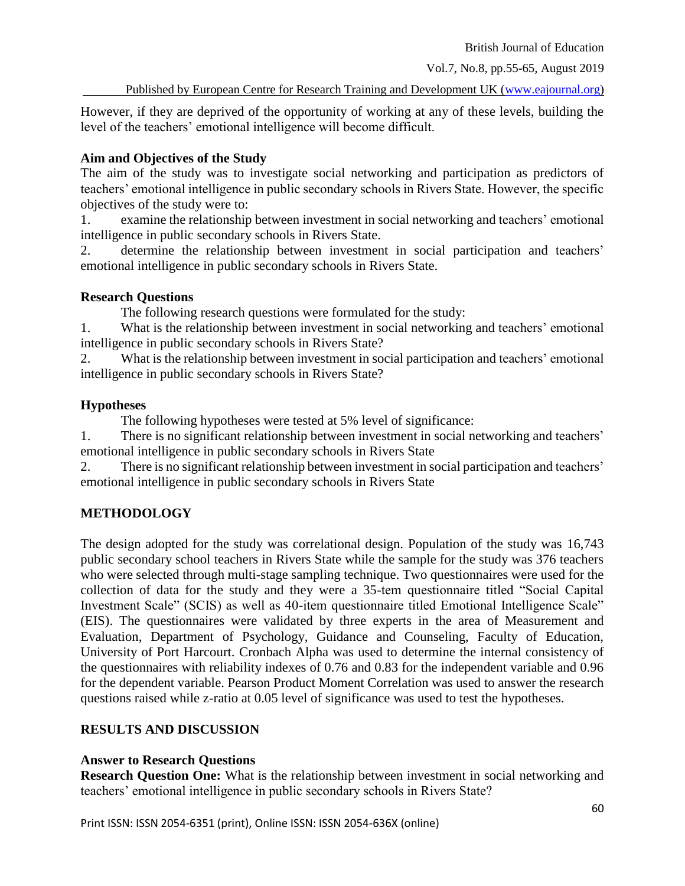However, if they are deprived of the opportunity of working at any of these levels, building the level of the teachers' emotional intelligence will become difficult.

**Aim and Objectives of the Study**

The aim of the study was to investigate social networking and participation as predictors of teachers' emotional intelligence in public secondary schools in Rivers State. However, the specific objectives of the study were to:

1. examine the relationship between investment in social networking and teachers' emotional intelligence in public secondary schools in Rivers State.
2. determine the relationship between investment in social participation and teachers' emotional intelligence in public secondary schools in Rivers State.

**Research Questions**

The following research questions were formulated for the study:

1. What is the relationship between investment in social networking and teachers' emotional intelligence in public secondary schools in Rivers State?
2. What is the relationship between investment in social participation and teachers' emotional intelligence in public secondary schools in Rivers State?

**Hypotheses**

The following hypotheses were tested at 5% level of significance:

1. There is no significant relationship between investment in social networking and teachers' emotional intelligence in public secondary schools in Rivers State
2. There is no significant relationship between investment in social participation and teachers' emotional intelligence in public secondary schools in Rivers State

## METHODOLOGY

The design adopted for the study was correlational design. Population of the study was 16,743 public secondary school teachers in Rivers State while the sample for the study was 376 teachers who were selected through multi-stage sampling technique. Two questionnaires were used for the collection of data for the study and they were a 35-tem questionnaire titled "Social Capital Investment Scale" (SCIS) as well as 40-item questionnaire titled Emotional Intelligence Scale" (EIS). The questionnaires were validated by three experts in the area of Measurement and Evaluation, Department of Psychology, Guidance and Counseling, Faculty of Education, University of Port Harcourt. Cronbach Alpha was used to determine the internal consistency of the questionnaires with reliability indexes of 0.76 and 0.83 for the independent variable and 0.96 for the dependent variable. Pearson Product Moment Correlation was used to answer the research questions raised while z-ratio at 0.05 level of significance was used to test the hypotheses.

## RESULTS AND DISCUSSION

**Answer to Research Questions**

**Research Question One:** What is the relationship between investment in social networking and teachers' emotional intelligence in public secondary schools in Rivers State?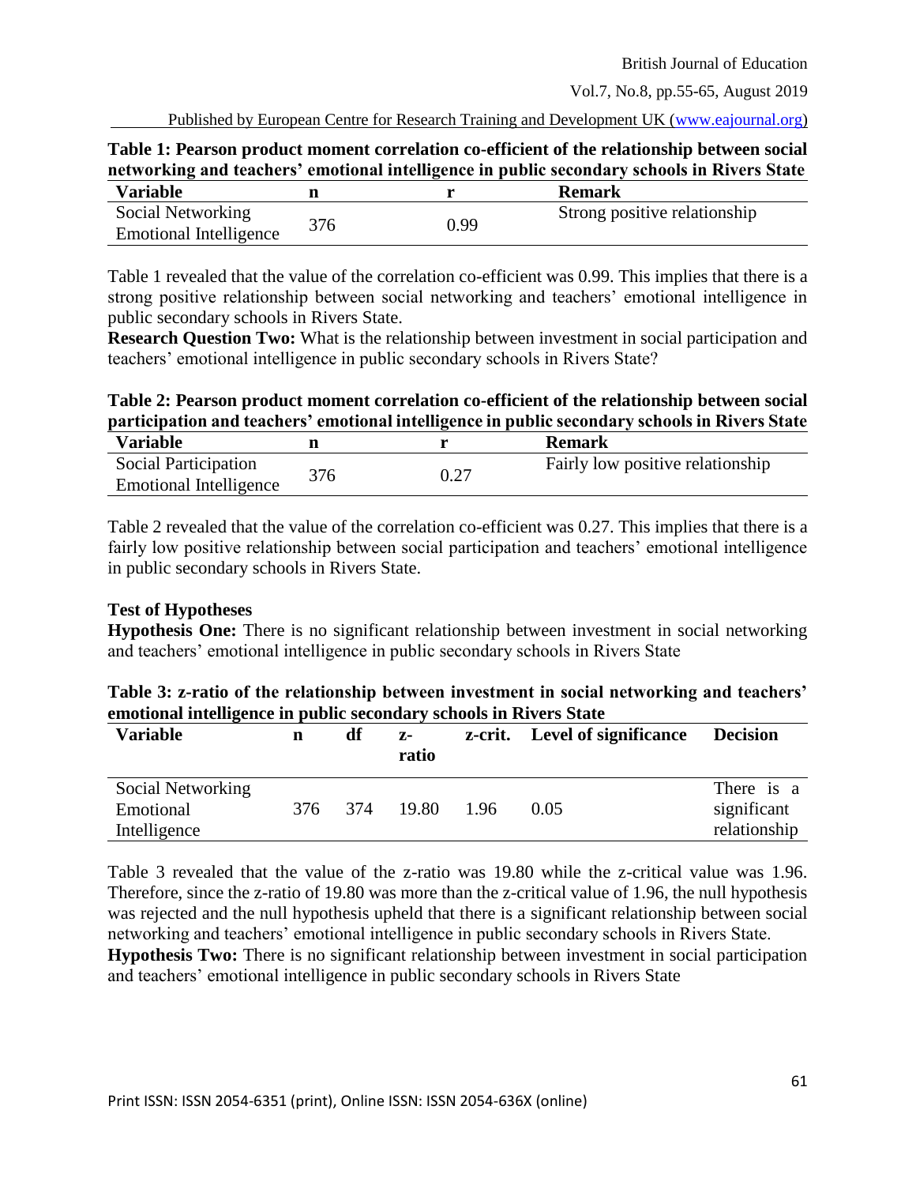**Table 1: Pearson product moment correlation co-efficient of the relationship between social networking and teachers' emotional intelligence in public secondary schools in Rivers State**

| Variable | n | r | Remark |
|---|---|---|---|
| Social Networking<br>Emotional Intelligence | 376 | 0.99 | Strong positive relationship |

Table 1 revealed that the value of the correlation co-efficient was 0.99. This implies that there is a strong positive relationship between social networking and teachers' emotional intelligence in public secondary schools in Rivers State.

**Research Question Two:** What is the relationship between investment in social participation and teachers' emotional intelligence in public secondary schools in Rivers State?

**Table 2: Pearson product moment correlation co-efficient of the relationship between social participation and teachers' emotional intelligence in public secondary schools in Rivers State**

| Variable | n | r | Remark |
|---|---|---|---|
| Social Participation<br>Emotional Intelligence | 376 | 0.27 | Fairly low positive relationship |

Table 2 revealed that the value of the correlation co-efficient was 0.27. This implies that there is a fairly low positive relationship between social participation and teachers' emotional intelligence in public secondary schools in Rivers State.

**Test of Hypotheses**

**Hypothesis One:** There is no significant relationship between investment in social networking and teachers' emotional intelligence in public secondary schools in Rivers State

**Table 3: z-ratio of the relationship between investment in social networking and teachers' emotional intelligence in public secondary schools in Rivers State**

| Variable | n | df | z-ratio | z-crit. | Level of significance | Decision |
|---|---|---|---|---|---|---|
| Social Networking<br>Emotional Intelligence | 376 | 374 | 19.80 | 1.96 | 0.05 | There is a significant relationship |

Table 3 revealed that the value of the z-ratio was 19.80 while the z-critical value was 1.96. Therefore, since the z-ratio of 19.80 was more than the z-critical value of 1.96, the null hypothesis was rejected and the null hypothesis upheld that there is a significant relationship between social networking and teachers' emotional intelligence in public secondary schools in Rivers State.

**Hypothesis Two:** There is no significant relationship between investment in social participation and teachers' emotional intelligence in public secondary schools in Rivers State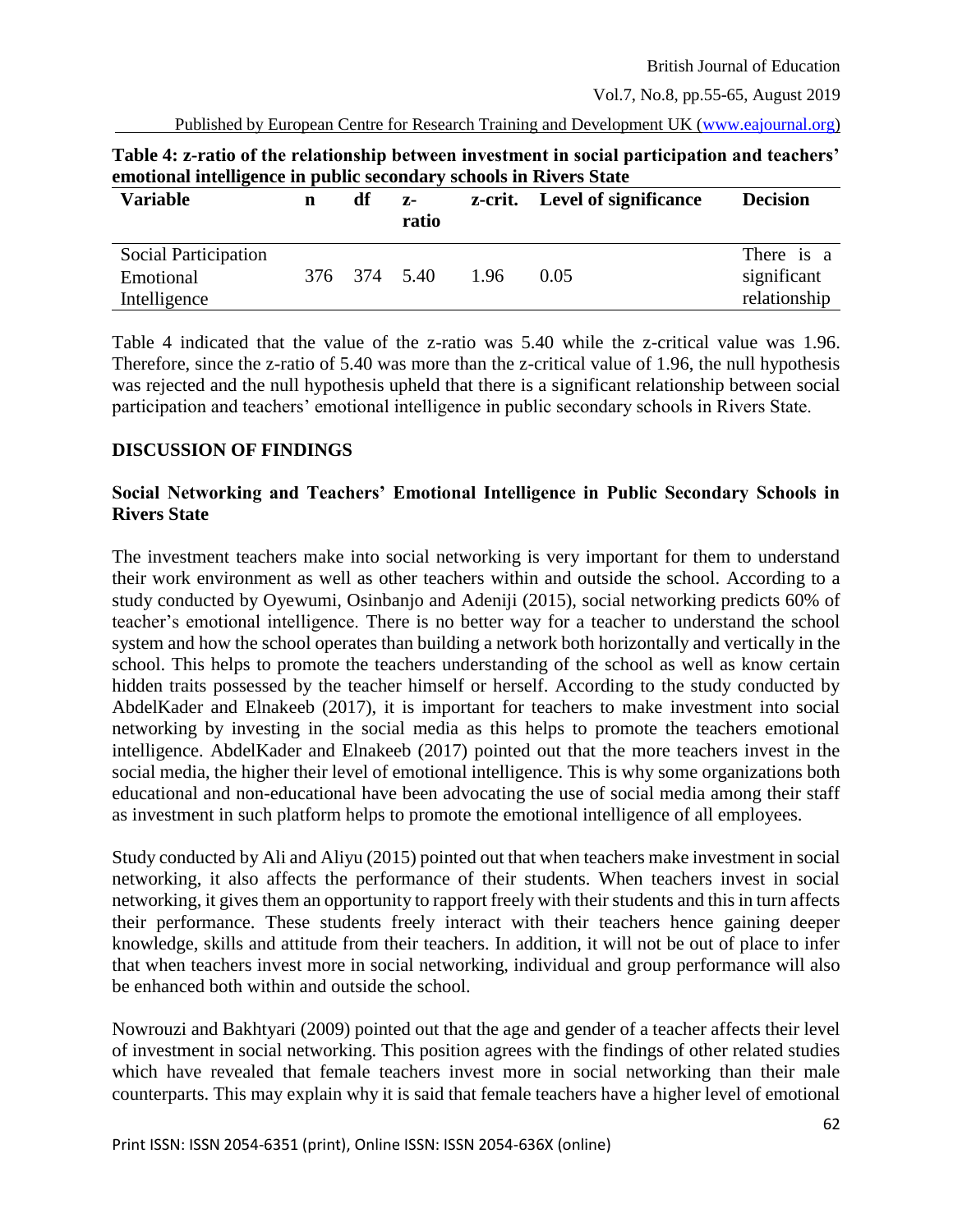**Table 4: z-ratio of the relationship between investment in social participation and teachers' emotional intelligence in public secondary schools in Rivers State**

| Variable | n | df | z-ratio | z-crit. | Level of significance | Decision |
|---|---|---|---|---|---|---|
| Social Participation Emotional Intelligence | 376 | 374 | 5.40 | 1.96 | 0.05 | There is a significant relationship |

Table 4 indicated that the value of the z-ratio was 5.40 while the z-critical value was 1.96. Therefore, since the z-ratio of 5.40 was more than the z-critical value of 1.96, the null hypothesis was rejected and the null hypothesis upheld that there is a significant relationship between social participation and teachers' emotional intelligence in public secondary schools in Rivers State.

## DISCUSSION OF FINDINGS

### Social Networking and Teachers' Emotional Intelligence in Public Secondary Schools in Rivers State

The investment teachers make into social networking is very important for them to understand their work environment as well as other teachers within and outside the school. According to a study conducted by Oyewumi, Osinbanjo and Adeniji (2015), social networking predicts 60% of teacher's emotional intelligence. There is no better way for a teacher to understand the school system and how the school operates than building a network both horizontally and vertically in the school. This helps to promote the teachers understanding of the school as well as know certain hidden traits possessed by the teacher himself or herself. According to the study conducted by AbdelKader and Elnakeeb (2017), it is important for teachers to make investment into social networking by investing in the social media as this helps to promote the teachers emotional intelligence. AbdelKader and Elnakeeb (2017) pointed out that the more teachers invest in the social media, the higher their level of emotional intelligence. This is why some organizations both educational and non-educational have been advocating the use of social media among their staff as investment in such platform helps to promote the emotional intelligence of all employees.

Study conducted by Ali and Aliyu (2015) pointed out that when teachers make investment in social networking, it also affects the performance of their students. When teachers invest in social networking, it gives them an opportunity to rapport freely with their students and this in turn affects their performance. These students freely interact with their teachers hence gaining deeper knowledge, skills and attitude from their teachers. In addition, it will not be out of place to infer that when teachers invest more in social networking, individual and group performance will also be enhanced both within and outside the school.

Nowrouzi and Bakhtyari (2009) pointed out that the age and gender of a teacher affects their level of investment in social networking. This position agrees with the findings of other related studies which have revealed that female teachers invest more in social networking than their male counterparts. This may explain why it is said that female teachers have a higher level of emotional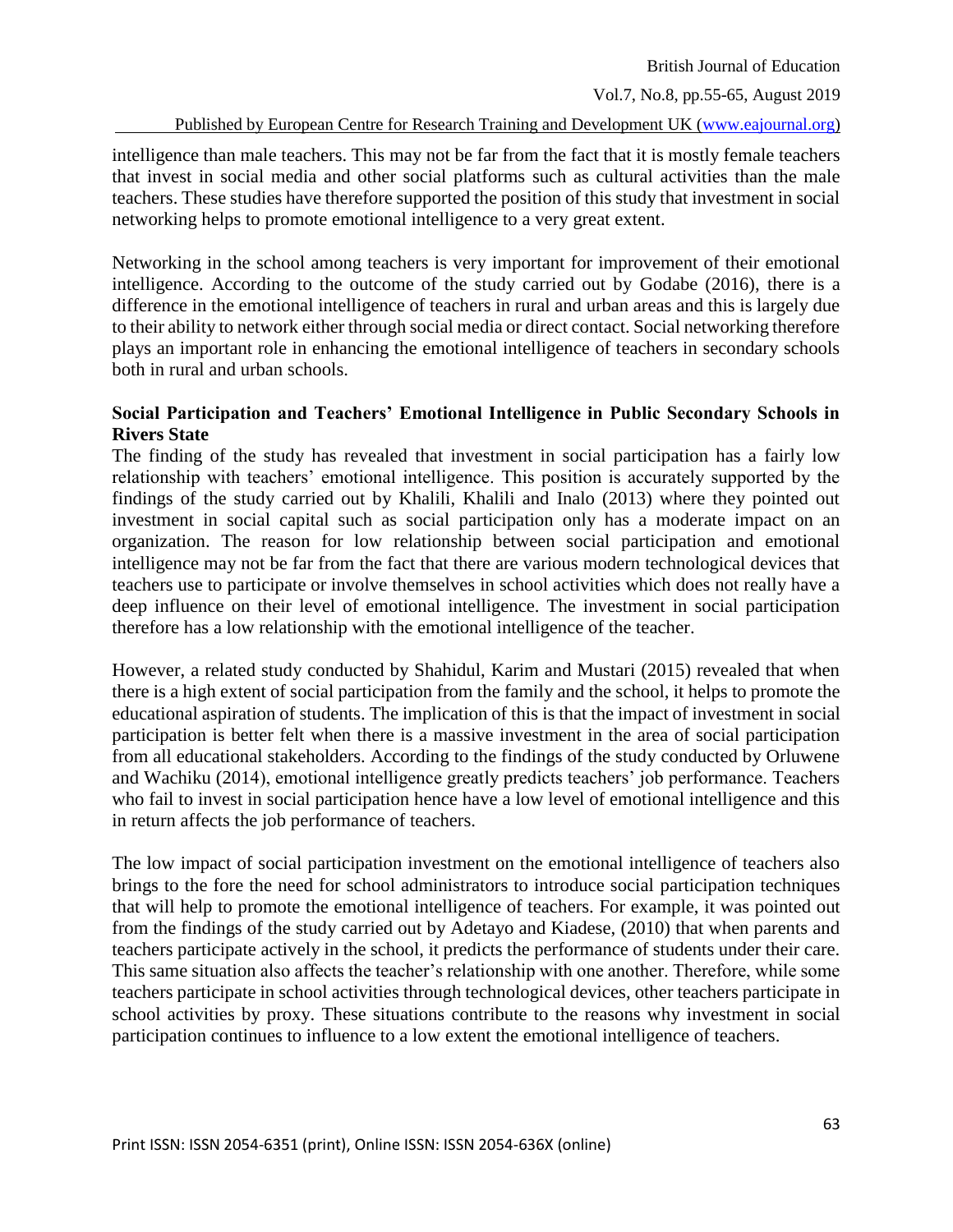intelligence than male teachers. This may not be far from the fact that it is mostly female teachers that invest in social media and other social platforms such as cultural activities than the male teachers. These studies have therefore supported the position of this study that investment in social networking helps to promote emotional intelligence to a very great extent.

Networking in the school among teachers is very important for improvement of their emotional intelligence. According to the outcome of the study carried out by Godabe (2016), there is a difference in the emotional intelligence of teachers in rural and urban areas and this is largely due to their ability to network either through social media or direct contact. Social networking therefore plays an important role in enhancing the emotional intelligence of teachers in secondary schools both in rural and urban schools.

**Social Participation and Teachers' Emotional Intelligence in Public Secondary Schools in Rivers State**

The finding of the study has revealed that investment in social participation has a fairly low relationship with teachers' emotional intelligence. This position is accurately supported by the findings of the study carried out by Khalili, Khalili and Inalo (2013) where they pointed out investment in social capital such as social participation only has a moderate impact on an organization. The reason for low relationship between social participation and emotional intelligence may not be far from the fact that there are various modern technological devices that teachers use to participate or involve themselves in school activities which does not really have a deep influence on their level of emotional intelligence. The investment in social participation therefore has a low relationship with the emotional intelligence of the teacher.

However, a related study conducted by Shahidul, Karim and Mustari (2015) revealed that when there is a high extent of social participation from the family and the school, it helps to promote the educational aspiration of students. The implication of this is that the impact of investment in social participation is better felt when there is a massive investment in the area of social participation from all educational stakeholders. According to the findings of the study conducted by Orluwene and Wachiku (2014), emotional intelligence greatly predicts teachers' job performance. Teachers who fail to invest in social participation hence have a low level of emotional intelligence and this in return affects the job performance of teachers.

The low impact of social participation investment on the emotional intelligence of teachers also brings to the fore the need for school administrators to introduce social participation techniques that will help to promote the emotional intelligence of teachers. For example, it was pointed out from the findings of the study carried out by Adetayo and Kiadese, (2010) that when parents and teachers participate actively in the school, it predicts the performance of students under their care. This same situation also affects the teacher's relationship with one another. Therefore, while some teachers participate in school activities through technological devices, other teachers participate in school activities by proxy. These situations contribute to the reasons why investment in social participation continues to influence to a low extent the emotional intelligence of teachers.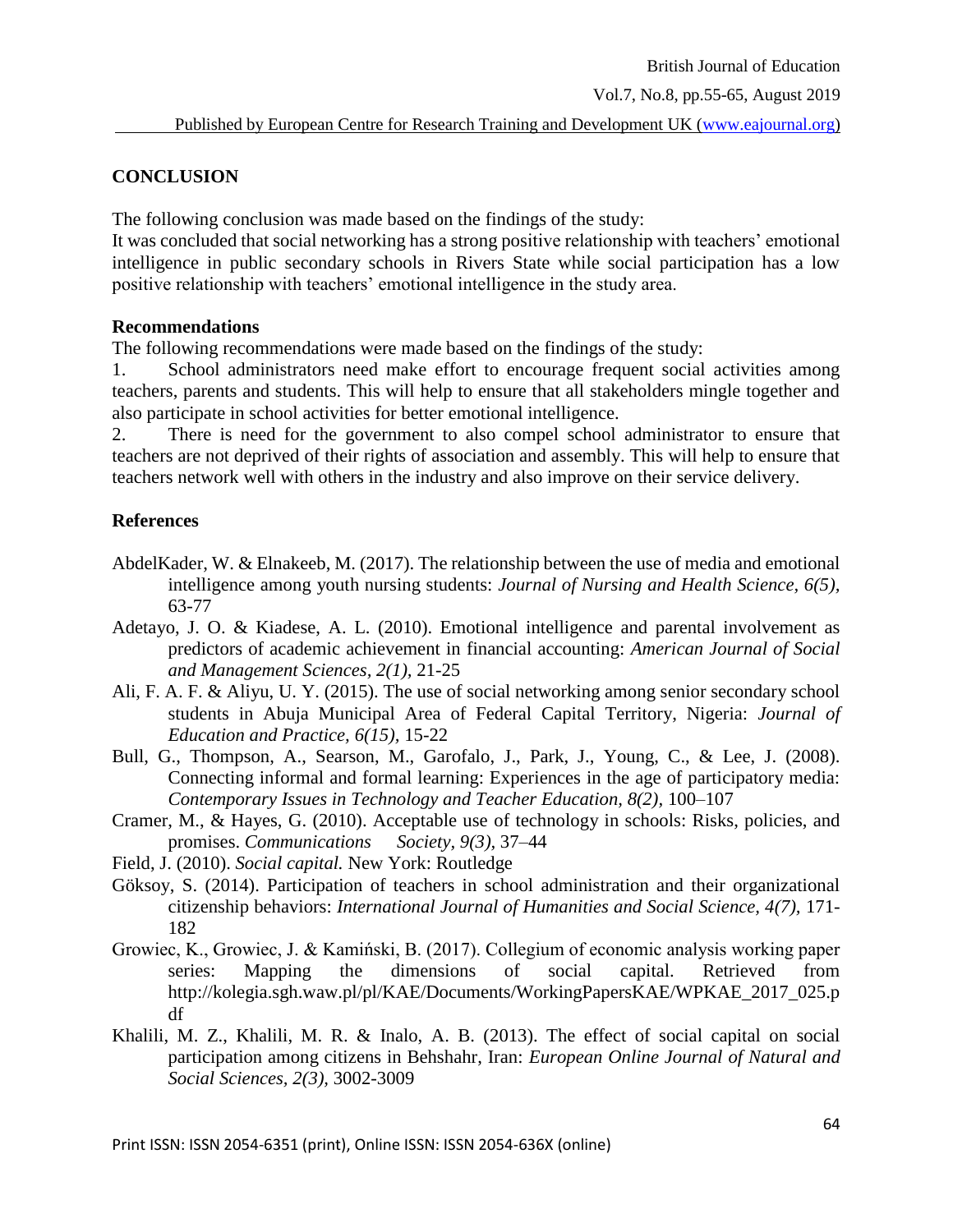## CONCLUSION

The following conclusion was made based on the findings of the study:
It was concluded that social networking has a strong positive relationship with teachers' emotional intelligence in public secondary schools in Rivers State while social participation has a low positive relationship with teachers' emotional intelligence in the study area.

### Recommendations

The following recommendations were made based on the findings of the study:

1. School administrators need make effort to encourage frequent social activities among teachers, parents and students. This will help to ensure that all stakeholders mingle together and also participate in school activities for better emotional intelligence.
2. There is need for the government to also compel school administrator to ensure that teachers are not deprived of their rights of association and assembly. This will help to ensure that teachers network well with others in the industry and also improve on their service delivery.

## References

AbdelKader, W. & Elnakeeb, M. (2017). The relationship between the use of media and emotional intelligence among youth nursing students: *Journal of Nursing and Health Science, 6(5),* 63-77

Adetayo, J. O. & Kiadese, A. L. (2010). Emotional intelligence and parental involvement as predictors of academic achievement in financial accounting: *American Journal of Social and Management Sciences, 2(1),* 21-25

Ali, F. A. F. & Aliyu, U. Y. (2015). The use of social networking among senior secondary school students in Abuja Municipal Area of Federal Capital Territory, Nigeria: *Journal of Education and Practice, 6(15),* 15-22

Bull, G., Thompson, A., Searson, M., Garofalo, J., Park, J., Young, C., & Lee, J. (2008). Connecting informal and formal learning: Experiences in the age of participatory media: *Contemporary Issues in Technology and Teacher Education, 8(2),* 100–107

Cramer, M., & Hayes, G. (2010). Acceptable use of technology in schools: Risks, policies, and promises. *Communications Society, 9(3),* 37–44

Field, J. (2010). *Social capital.* New York: Routledge

Göksoy, S. (2014). Participation of teachers in school administration and their organizational citizenship behaviors: *International Journal of Humanities and Social Science, 4(7),* 171-182

Growiec, K., Growiec, J. & Kamiński, B. (2017). Collegium of economic analysis working paper series: Mapping the dimensions of social capital. Retrieved from http://kolegia.sgh.waw.pl/pl/KAE/Documents/WorkingPapersKAE/WPKAE_2017_025.pdf

Khalili, M. Z., Khalili, M. R. & Inalo, A. B. (2013). The effect of social capital on social participation among citizens in Behshahr, Iran: *European Online Journal of Natural and Social Sciences, 2(3),* 3002-3009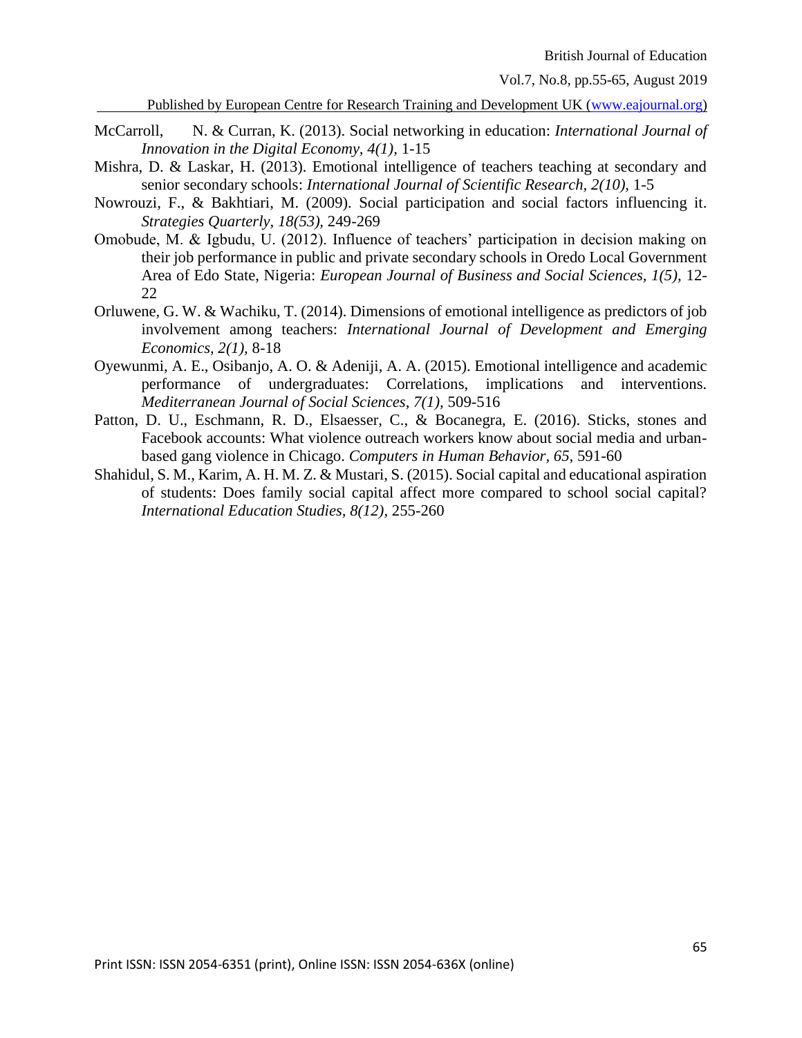McCarroll, N. & Curran, K. (2013). Social networking in education: *International Journal of Innovation in the Digital Economy, 4(1),* 1-15

Mishra, D. & Laskar, H. (2013). Emotional intelligence of teachers teaching at secondary and senior secondary schools: *International Journal of Scientific Research, 2(10),* 1-5

Nowrouzi, F., & Bakhtiari, M. (2009). Social participation and social factors influencing it. *Strategies Quarterly, 18(53),* 249-269

Omobude, M. & Igbudu, U. (2012). Influence of teachers' participation in decision making on their job performance in public and private secondary schools in Oredo Local Government Area of Edo State, Nigeria: *European Journal of Business and Social Sciences, 1(5),* 12-22

Orluwene, G. W. & Wachiku, T. (2014). Dimensions of emotional intelligence as predictors of job involvement among teachers: *International Journal of Development and Emerging Economics, 2(1),* 8-18

Oyewunmi, A. E., Osibanjo, A. O. & Adeniji, A. A. (2015). Emotional intelligence and academic performance of undergraduates: Correlations, implications and interventions. *Mediterranean Journal of Social Sciences, 7(1),* 509-516

Patton, D. U., Eschmann, R. D., Elsaesser, C., & Bocanegra, E. (2016). Sticks, stones and Facebook accounts: What violence outreach workers know about social media and urban-based gang violence in Chicago. *Computers in Human Behavior, 65,* 591-60

Shahidul, S. M., Karim, A. H. M. Z. & Mustari, S. (2015). Social capital and educational aspiration of students: Does family social capital affect more compared to school social capital? *International Education Studies, 8(12),* 255-260